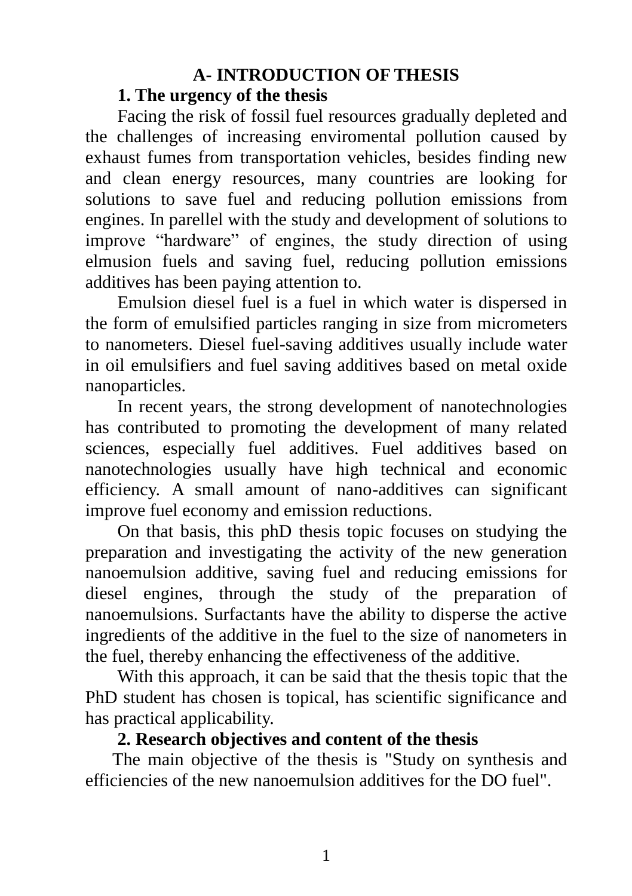# A- INTRODUCTION OF THESIS

## 1. The urgency of the thesis

Facing the risk of fossil fuel resources gradually depleted and the challenges of increasing enviromental pollution caused by exhaust fumes from transportation vehicles, besides finding new and clean energy resources, many countries are looking for solutions to save fuel and reducing pollution emissions from engines. In parellel with the study and development of solutions to improve "hardware" of engines, the study direction of using elmusion fuels and saving fuel, reducing pollution emissions additives has been paying attention to.

Emulsion diesel fuel is a fuel in which water is dispersed in the form of emulsified particles ranging in size from micrometers to nanometers. Diesel fuel-saving additives usually include water in oil emulsifiers and fuel saving additives based on metal oxide nanoparticles.

In recent years, the strong development of nanotechnologies has contributed to promoting the development of many related sciences, especially fuel additives. Fuel additives based on nanotechnologies usually have high technical and economic efficiency. A small amount of nano-additives can significant improve fuel economy and emission reductions.

On that basis, this phD thesis topic focuses on studying the preparation and investigating the activity of the new generation nanoemulsion additive, saving fuel and reducing emissions for diesel engines, through the study of the preparation of nanoemulsions. Surfactants have the ability to disperse the active ingredients of the additive in the fuel to the size of nanometers in the fuel, thereby enhancing the effectiveness of the additive.

With this approach, it can be said that the thesis topic that the PhD student has chosen is topical, has scientific significance and has practical applicability.

## 2. Research objectives and content of the thesis

The main objective of the thesis is "Study on synthesis and efficiencies of the new nanoemulsion additives for the DO fuel".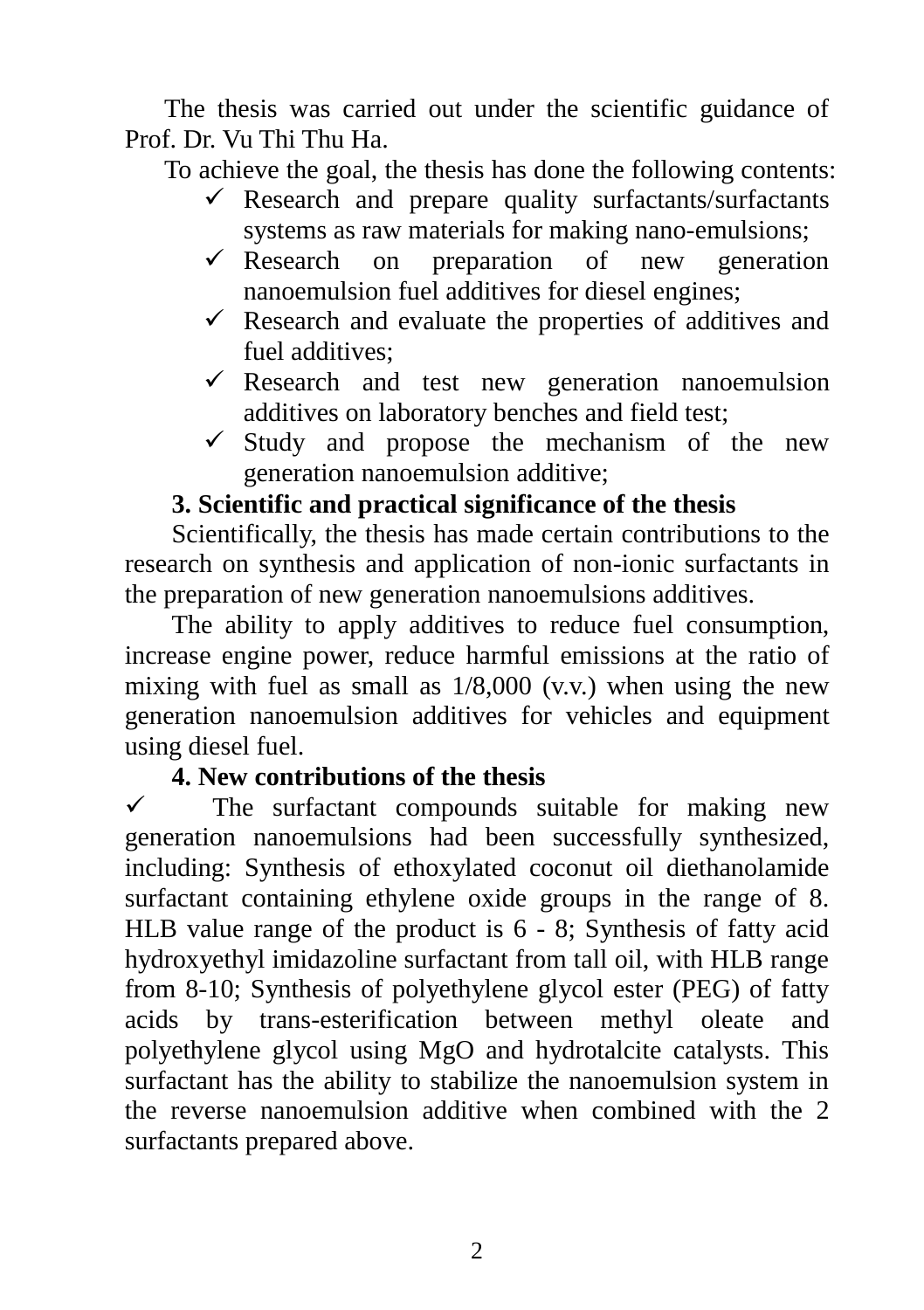The thesis was carried out under the scientific guidance of Prof. Dr. Vu Thi Thu Ha.

To achieve the goal, the thesis has done the following contents:

- ✓ Research and prepare quality surfactants/surfactants systems as raw materials for making nano-emulsions;
- ✓ Research on preparation of new generation nanoemulsion fuel additives for diesel engines;
- ✓ Research and evaluate the properties of additives and fuel additives;
- ✓ Research and test new generation nanoemulsion additives on laboratory benches and field test;
- ✓ Study and propose the mechanism of the new generation nanoemulsion additive;

### 3. Scientific and practical significance of the thesis

Scientifically, the thesis has made certain contributions to the research on synthesis and application of non-ionic surfactants in the preparation of new generation nanoemulsions additives.

The ability to apply additives to reduce fuel consumption, increase engine power, reduce harmful emissions at the ratio of mixing with fuel as small as 1/8,000 (v.v.) when using the new generation nanoemulsion additives for vehicles and equipment using diesel fuel.

### 4. New contributions of the thesis

✓ The surfactant compounds suitable for making new generation nanoemulsions had been successfully synthesized, including: Synthesis of ethoxylated coconut oil diethanolamide surfactant containing ethylene oxide groups in the range of 8. HLB value range of the product is 6 - 8; Synthesis of fatty acid hydroxyethyl imidazoline surfactant from tall oil, with HLB range from 8-10; Synthesis of polyethylene glycol ester (PEG) of fatty acids by trans-esterification between methyl oleate and polyethylene glycol using MgO and hydrotalcite catalysts. This surfactant has the ability to stabilize the nanoemulsion system in the reverse nanoemulsion additive when combined with the 2 surfactants prepared above.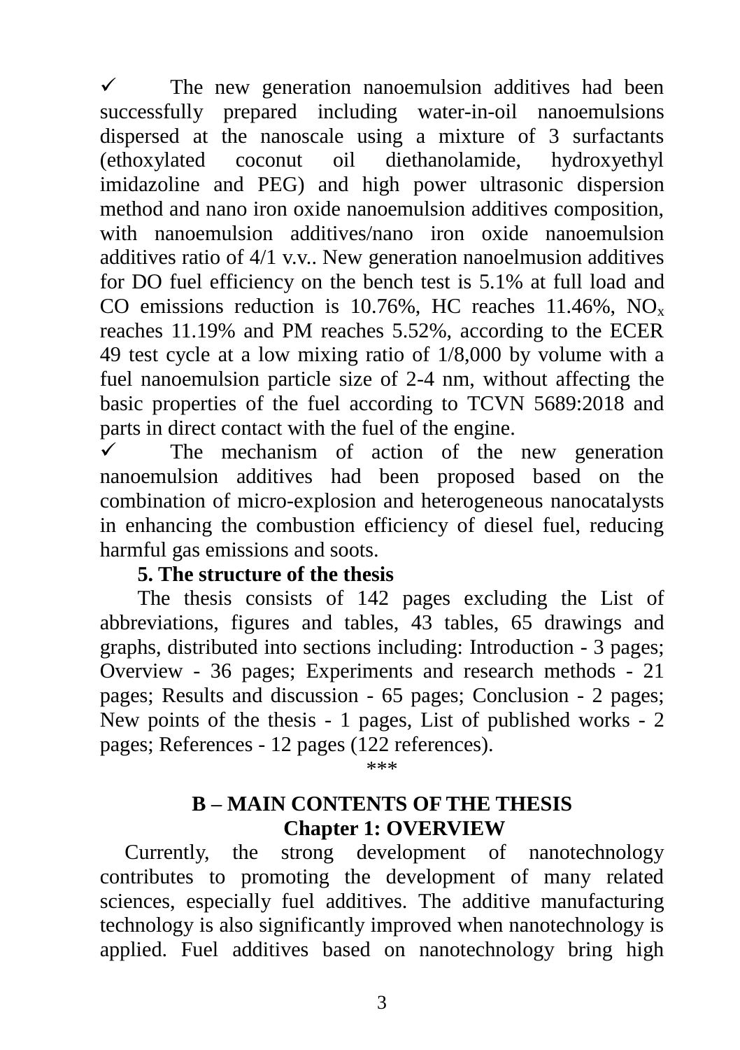- ✓ The new generation nanoemulsion additives had been successfully prepared including water-in-oil nanoemulsions dispersed at the nanoscale using a mixture of 3 surfactants (ethoxylated coconut oil diethanolamide, hydroxyethyl imidazoline and PEG) and high power ultrasonic dispersion method and nano iron oxide nanoemulsion additives composition, with nanoemulsion additives/nano iron oxide nanoemulsion additives ratio of 4/1 v.v.. New generation nanoelmusion additives for DO fuel efficiency on the bench test is 5.1% at full load and CO emissions reduction is 10.76%, HC reaches 11.46%, $NO_x$ reaches 11.19% and PM reaches 5.52%, according to the ECER 49 test cycle at a low mixing ratio of 1/8,000 by volume with a fuel nanoemulsion particle size of 2-4 nm, without affecting the basic properties of the fuel according to TCVN 5689:2018 and parts in direct contact with the fuel of the engine.
- ✓ The mechanism of action of the new generation nanoemulsion additives had been proposed based on the combination of micro-explosion and heterogeneous nanocatalysts in enhancing the combustion efficiency of diesel fuel, reducing harmful gas emissions and soots.

**5. The structure of the thesis**

The thesis consists of 142 pages excluding the List of abbreviations, figures and tables, 43 tables, 65 drawings and graphs, distributed into sections including: Introduction - 3 pages; Overview - 36 pages; Experiments and research methods - 21 pages; Results and discussion - 65 pages; Conclusion - 2 pages; New points of the thesis - 1 pages, List of published works - 2 pages; References - 12 pages (122 references).

***

## B – MAIN CONTENTS OF THE THESIS

## Chapter 1: OVERVIEW

Currently, the strong development of nanotechnology contributes to promoting the development of many related sciences, especially fuel additives. The additive manufacturing technology is also significantly improved when nanotechnology is applied. Fuel additives based on nanotechnology bring high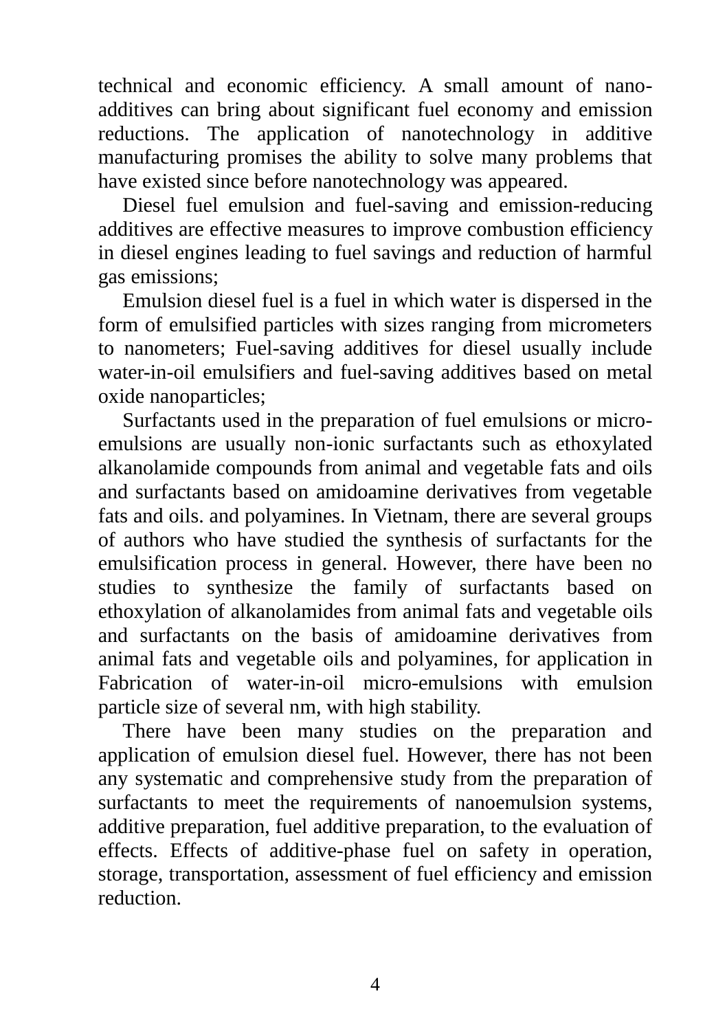technical and economic efficiency. A small amount of nano-additives can bring about significant fuel economy and emission reductions. The application of nanotechnology in additive manufacturing promises the ability to solve many problems that have existed since before nanotechnology was appeared.

Diesel fuel emulsion and fuel-saving and emission-reducing additives are effective measures to improve combustion efficiency in diesel engines leading to fuel savings and reduction of harmful gas emissions;

Emulsion diesel fuel is a fuel in which water is dispersed in the form of emulsified particles with sizes ranging from micrometers to nanometers; Fuel-saving additives for diesel usually include water-in-oil emulsifiers and fuel-saving additives based on metal oxide nanoparticles;

Surfactants used in the preparation of fuel emulsions or micro-emulsions are usually non-ionic surfactants such as ethoxylated alkanolamide compounds from animal and vegetable fats and oils and surfactants based on amidoamine derivatives from vegetable fats and oils. and polyamines. In Vietnam, there are several groups of authors who have studied the synthesis of surfactants for the emulsification process in general. However, there have been no studies to synthesize the family of surfactants based on ethoxylation of alkanolamides from animal fats and vegetable oils and surfactants on the basis of amidoamine derivatives from animal fats and vegetable oils and polyamines, for application in Fabrication of water-in-oil micro-emulsions with emulsion particle size of several nm, with high stability.

There have been many studies on the preparation and application of emulsion diesel fuel. However, there has not been any systematic and comprehensive study from the preparation of surfactants to meet the requirements of nanoemulsion systems, additive preparation, fuel additive preparation, to the evaluation of effects. Effects of additive-phase fuel on safety in operation, storage, transportation, assessment of fuel efficiency and emission reduction.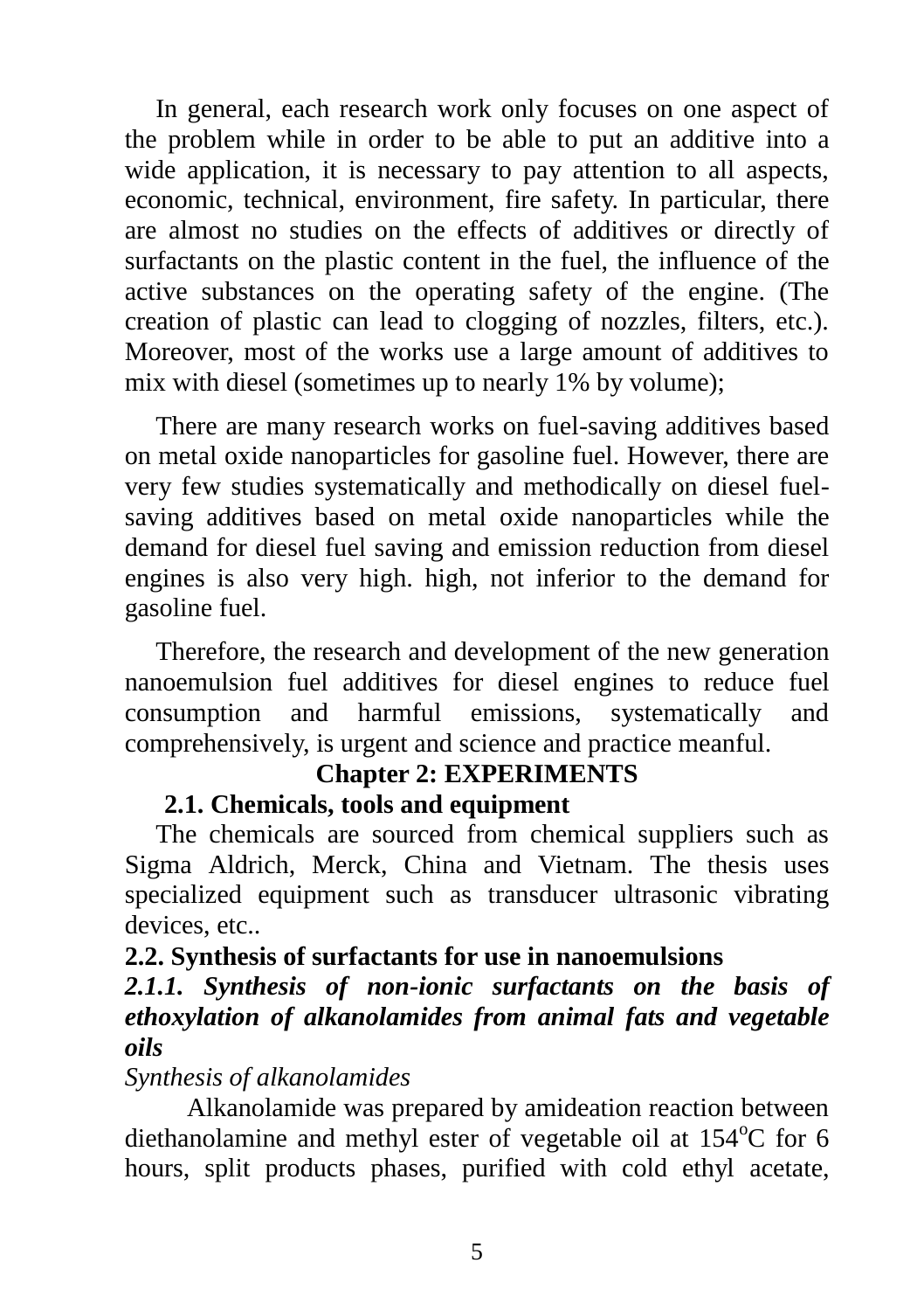In general, each research work only focuses on one aspect of the problem while in order to be able to put an additive into a wide application, it is necessary to pay attention to all aspects, economic, technical, environment, fire safety. In particular, there are almost no studies on the effects of additives or directly of surfactants on the plastic content in the fuel, the influence of the active substances on the operating safety of the engine. (The creation of plastic can lead to clogging of nozzles, filters, etc.). Moreover, most of the works use a large amount of additives to mix with diesel (sometimes up to nearly 1% by volume);

There are many research works on fuel-saving additives based on metal oxide nanoparticles for gasoline fuel. However, there are very few studies systematically and methodically on diesel fuel-saving additives based on metal oxide nanoparticles while the demand for diesel fuel saving and emission reduction from diesel engines is also very high. high, not inferior to the demand for gasoline fuel.

Therefore, the research and development of the new generation nanoemulsion fuel additives for diesel engines to reduce fuel consumption and harmful emissions, systematically and comprehensively, is urgent and science and practice meanful.

# Chapter 2: EXPERIMENTS

## 2.1. Chemicals, tools and equipment

The chemicals are sourced from chemical suppliers such as Sigma Aldrich, Merck, China and Vietnam. The thesis uses specialized equipment such as transducer ultrasonic vibrating devices, etc..

## 2.2. Synthesis of surfactants for use in nanoemulsions

### *2.1.1. Synthesis of non-ionic surfactants on the basis of ethoxylation of alkanolamides from animal fats and vegetable oils*

*Synthesis of alkanolamides*

Alkanolamide was prepared by amideation reaction between diethanolamine and methyl ester of vegetable oil at 154$^{o}$C for 6 hours, split products phases, purified with cold ethyl acetate,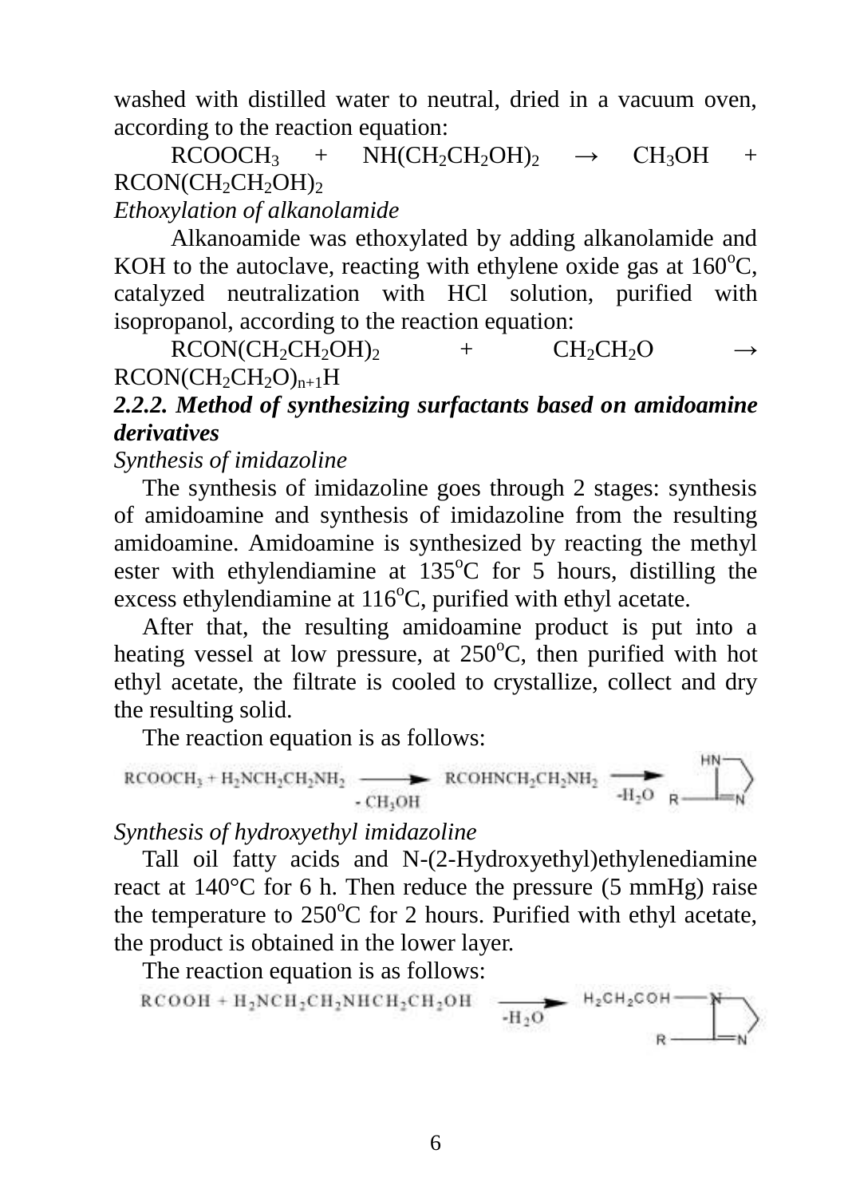washed with distilled water to neutral, dried in a vacuum oven, according to the reaction equation:

$$RCOOCH_3 + NH(CH_2CH_2OH)_2 \rightarrow CH_3OH + RCON(CH_2CH_2OH)_2$$

*Ethoxylation of alkanolamide*

Alkanoamide was ethoxylated by adding alkanolamide and KOH to the autoclave, reacting with ethylene oxide gas at 160$^o$C, catalyzed neutralization with HCl solution, purified with isopropanol, according to the reaction equation:

$$RCON(CH_2CH_2OH)_2 + CH_2CH_2O \rightarrow RCON(CH_2CH_2O)_{n+1}H$$

***2.2.2. Method of synthesizing surfactants based on amidoamine derivatives***

*Synthesis of imidazoline*

The synthesis of imidazoline goes through 2 stages: synthesis of amidoamine and synthesis of imidazoline from the resulting amidoamine. Amidoamine is synthesized by reacting the methyl ester with ethylendiamine at 135$^o$C for 5 hours, distilling the excess ethylendiamine at 116$^o$C, purified with ethyl acetate.

After that, the resulting amidoamine product is put into a heating vessel at low pressure, at 250$^o$C, then purified with hot ethyl acetate, the filtrate is cooled to crystallize, collect and dry the resulting solid.

The reaction equation is as follows:

$$RCOOCH_3 + H_2NCH_2CH_2NH_2 \xrightarrow{-CH_3OH} RCOHNCH_2CH_2NH_2 \xrightarrow{-H_2O} \text{(2-R-imidazoline)}$$

*Synthesis of hydroxyethyl imidazoline*

Tall oil fatty acids and N-(2-Hydroxyethyl)ethylenediamine react at 140°C for 6 h. Then reduce the pressure (5 mmHg) raise the temperature to 250$^o$C for 2 hours. Purified with ethyl acetate, the product is obtained in the lower layer.

The reaction equation is as follows:

$$RCOOH + H_2NCH_2CH_2NHCH_2CH_2OH \xrightarrow{-H_2O} \text{(1-}H_2CH_2COH\text{-2-R-imidazoline)}$$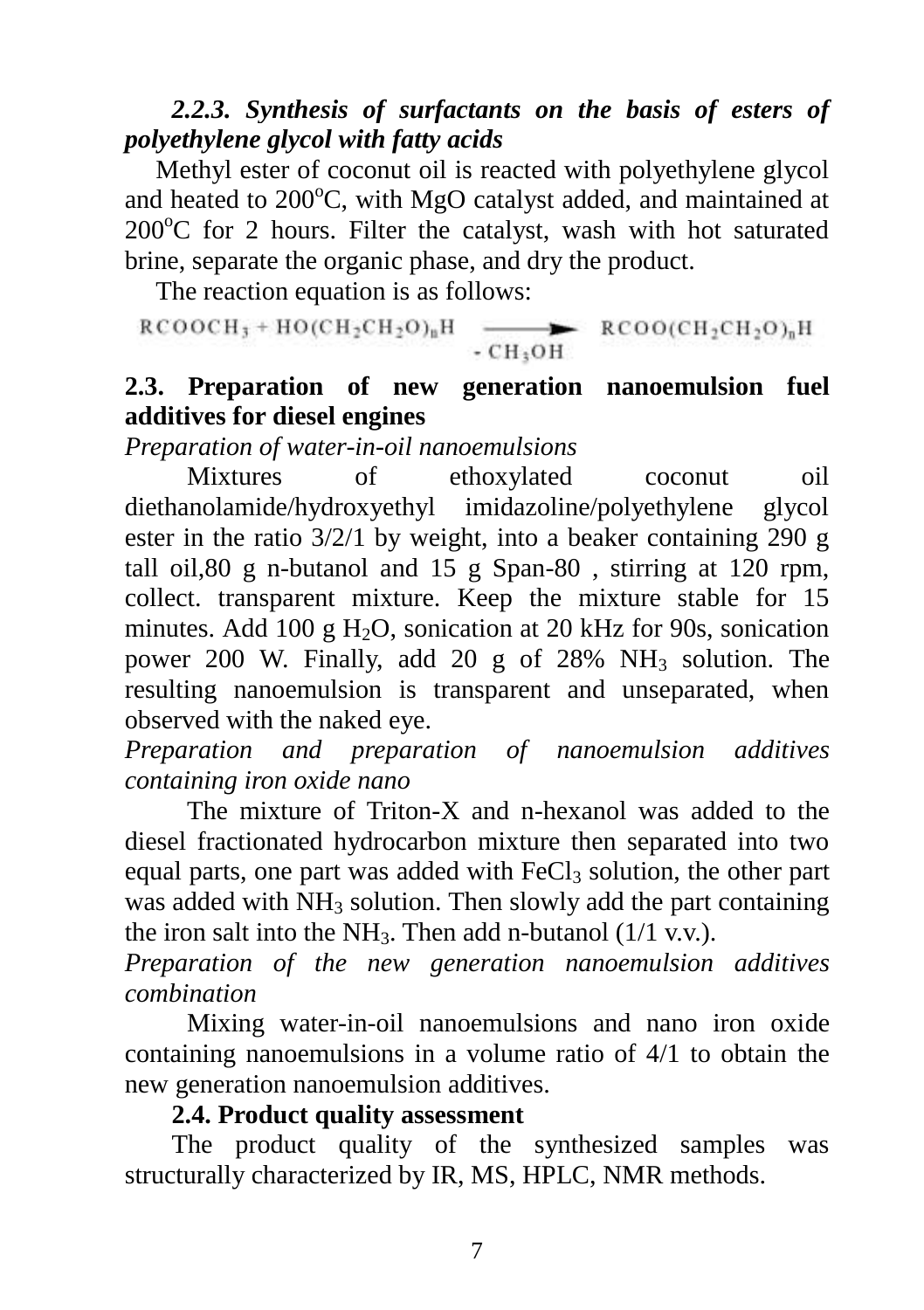### *2.2.3. Synthesis of surfactants on the basis of esters of polyethylene glycol with fatty acids*

Methyl ester of coconut oil is reacted with polyethylene glycol and heated to 200$^o$C, with MgO catalyst added, and maintained at 200$^o$C for 2 hours. Filter the catalyst, wash with hot saturated brine, separate the organic phase, and dry the product.

The reaction equation is as follows:

$$RCOOCH_3 + HO(CH_2CH_2O)_nH \xrightarrow[- CH_3OH]{} RCOO(CH_2CH_2O)_nH$$

## 2.3. Preparation of new generation nanoemulsion fuel additives for diesel engines

*Preparation of water-in-oil nanoemulsions*

Mixtures of ethoxylated coconut oil diethanolamide/hydroxyethyl imidazoline/polyethylene glycol ester in the ratio 3/2/1 by weight, into a beaker containing 290 g tall oil,80 g n-butanol and 15 g Span-80 , stirring at 120 rpm, collect. transparent mixture. Keep the mixture stable for 15 minutes. Add 100 g $H_2O$, sonication at 20 kHz for 90s, sonication power 200 W. Finally, add 20 g of 28% $NH_3$ solution. The resulting nanoemulsion is transparent and unseparated, when observed with the naked eye.

*Preparation and preparation of nanoemulsion additives containing iron oxide nano*

The mixture of Triton-X and n-hexanol was added to the diesel fractionated hydrocarbon mixture then separated into two equal parts, one part was added with $FeCl_3$ solution, the other part was added with $NH_3$ solution. Then slowly add the part containing the iron salt into the $NH_3$. Then add n-butanol (1/1 v.v.).

*Preparation of the new generation nanoemulsion additives combination*

Mixing water-in-oil nanoemulsions and nano iron oxide containing nanoemulsions in a volume ratio of 4/1 to obtain the new generation nanoemulsion additives.

### 2.4. Product quality assessment

The product quality of the synthesized samples was structurally characterized by IR, MS, HPLC, NMR methods.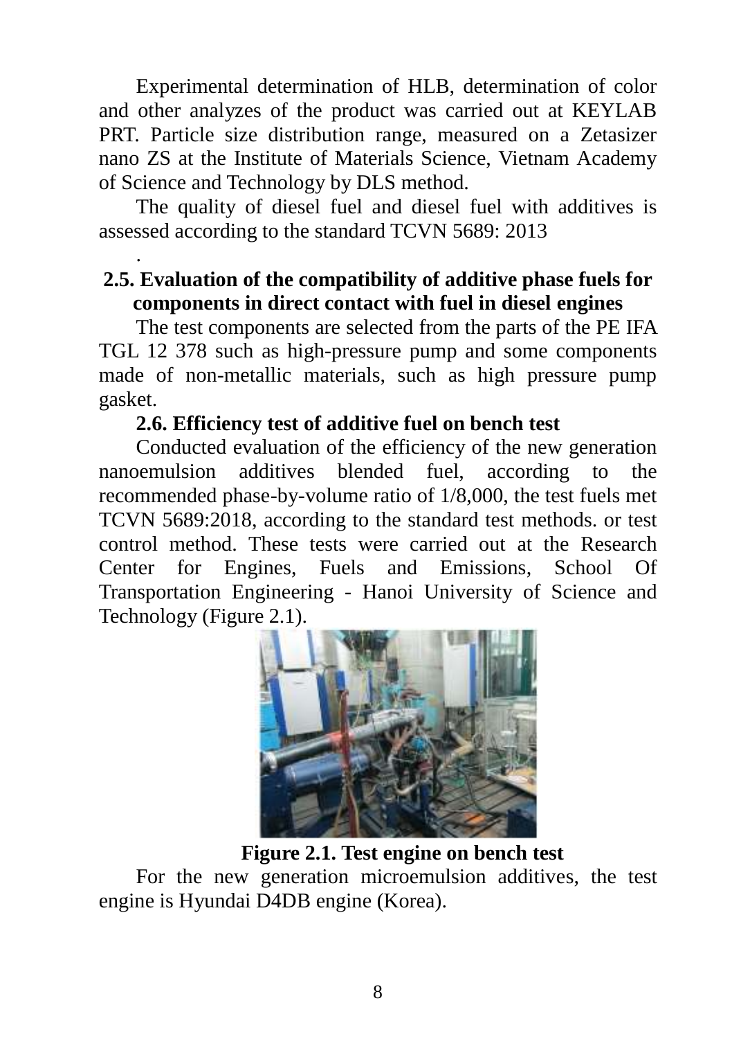Experimental determination of HLB, determination of color and other analyzes of the product was carried out at KEYLAB PRT. Particle size distribution range, measured on a Zetasizer nano ZS at the Institute of Materials Science, Vietnam Academy of Science and Technology by DLS method.

The quality of diesel fuel and diesel fuel with additives is assessed according to the standard TCVN 5689: 2013

.

### 2.5. Evaluation of the compatibility of additive phase fuels for components in direct contact with fuel in diesel engines

The test components are selected from the parts of the PE IFA TGL 12 378 such as high-pressure pump and some components made of non-metallic materials, such as high pressure pump gasket.

### 2.6. Efficiency test of additive fuel on bench test

Conducted evaluation of the efficiency of the new generation nanoemulsion additives blended fuel, according to the recommended phase-by-volume ratio of 1/8,000, the test fuels met TCVN 5689:2018, according to the standard test methods. or test control method. These tests were carried out at the Research Center for Engines, Fuels and Emissions, School Of Transportation Engineering - Hanoi University of Science and Technology (Figure 2.1).

**Figure 2.1. Test engine on bench test**

For the new generation microemulsion additives, the test engine is Hyundai D4DB engine (Korea).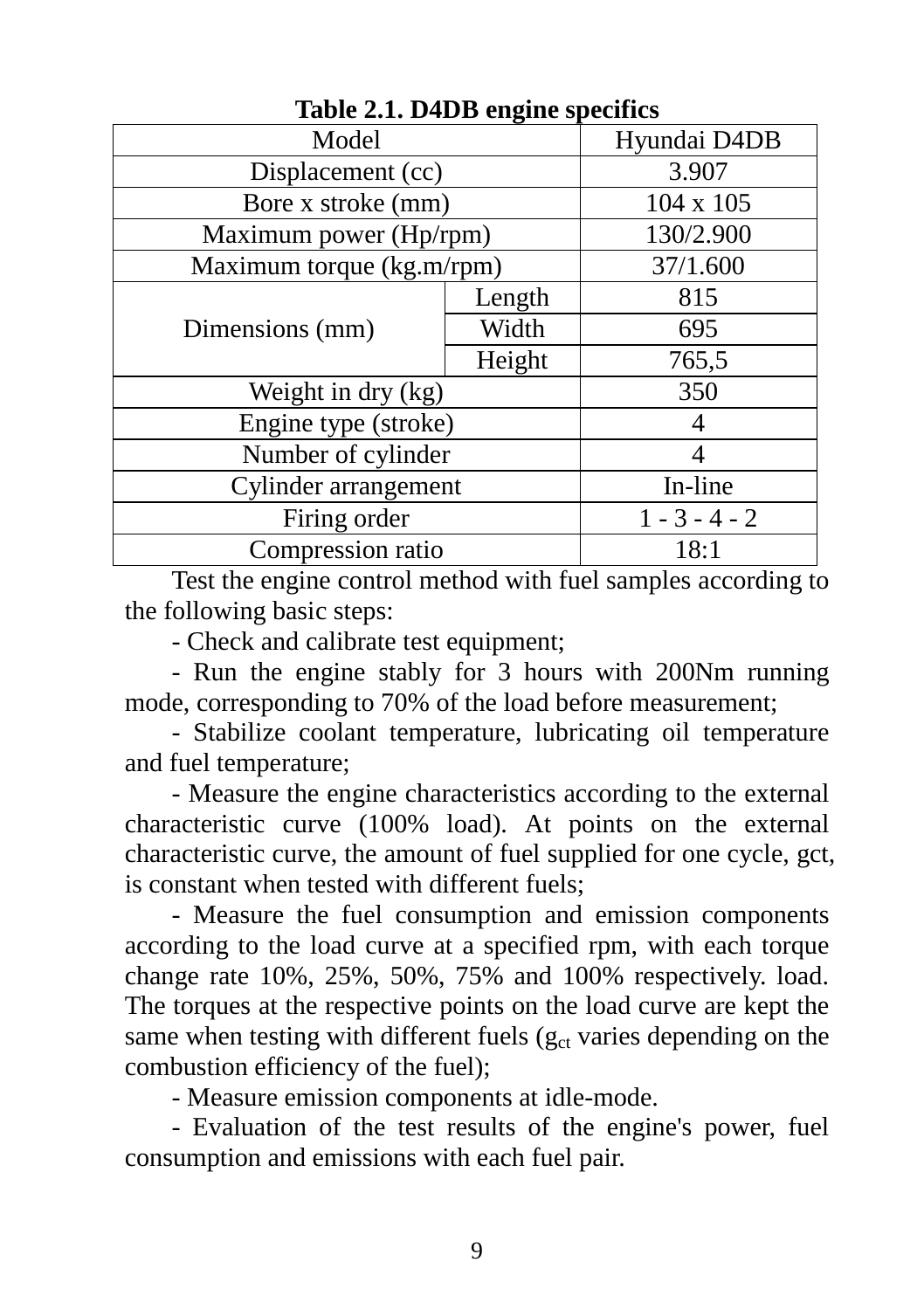**Table 2.1. D4DB engine specifics**

| Model | | Hyundai D4DB |
|---|---|---|
| Displacement (cc) | | 3.907 |
| Bore x stroke (mm) | | 104 x 105 |
| Maximum power (Hp/rpm) | | 130/2.900 |
| Maximum torque (kg.m/rpm) | | 37/1.600 |
| Dimensions (mm) | Length | 815 |
| | Width | 695 |
| | Height | 765,5 |
| Weight in dry (kg) | | 350 |
| Engine type (stroke) | | 4 |
| Number of cylinder | | 4 |
| Cylinder arrangement | | In-line |
| Firing order | | 1 - 3 - 4 - 2 |
| Compression ratio | | 18:1 |

Test the engine control method with fuel samples according to the following basic steps:

- Check and calibrate test equipment;
- Run the engine stably for 3 hours with 200Nm running mode, corresponding to 70% of the load before measurement;
- Stabilize coolant temperature, lubricating oil temperature and fuel temperature;
- Measure the engine characteristics according to the external characteristic curve (100% load). At points on the external characteristic curve, the amount of fuel supplied for one cycle, gct, is constant when tested with different fuels;
- Measure the fuel consumption and emission components according to the load curve at a specified rpm, with each torque change rate 10%, 25%, 50%, 75% and 100% respectively. load. The torques at the respective points on the load curve are kept the same when testing with different fuels ($g_{ct}$ varies depending on the combustion efficiency of the fuel);
- Measure emission components at idle-mode.
- Evaluation of the test results of the engine's power, fuel consumption and emissions with each fuel pair.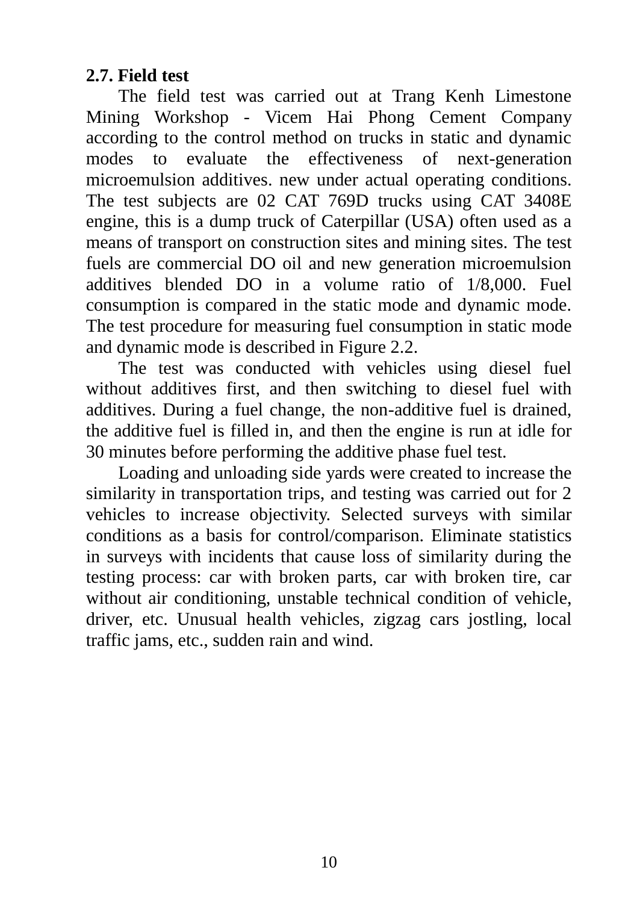**2.7. Field test**

The field test was carried out at Trang Kenh Limestone Mining Workshop - Vicem Hai Phong Cement Company according to the control method on trucks in static and dynamic modes to evaluate the effectiveness of next-generation microemulsion additives. new under actual operating conditions. The test subjects are 02 CAT 769D trucks using CAT 3408E engine, this is a dump truck of Caterpillar (USA) often used as a means of transport on construction sites and mining sites. The test fuels are commercial DO oil and new generation microemulsion additives blended DO in a volume ratio of 1/8,000. Fuel consumption is compared in the static mode and dynamic mode. The test procedure for measuring fuel consumption in static mode and dynamic mode is described in Figure 2.2.

The test was conducted with vehicles using diesel fuel without additives first, and then switching to diesel fuel with additives. During a fuel change, the non-additive fuel is drained, the additive fuel is filled in, and then the engine is run at idle for 30 minutes before performing the additive phase fuel test.

Loading and unloading side yards were created to increase the similarity in transportation trips, and testing was carried out for 2 vehicles to increase objectivity. Selected surveys with similar conditions as a basis for control/comparison. Eliminate statistics in surveys with incidents that cause loss of similarity during the testing process: car with broken parts, car with broken tire, car without air conditioning, unstable technical condition of vehicle, driver, etc. Unusual health vehicles, zigzag cars jostling, local traffic jams, etc., sudden rain and wind.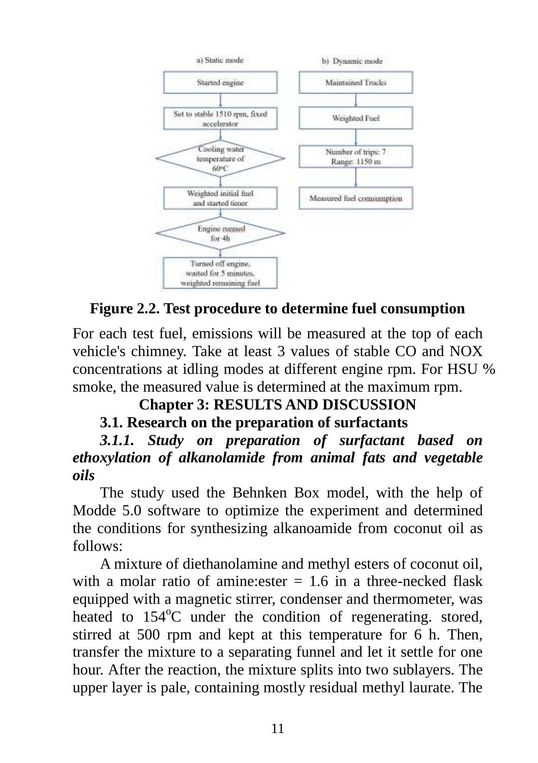a) Static mode

Started engine → Set to stable 1510 rpm, fixed accelerator → Cooling water temperature of 60°C → Weighted initial fuel and started timer → Engine runned for 4h → Turned off engine, waited for 5 minutes, weighted remaining fuel

b) Dynamic mode

Maintained Trucks → Weighted Fuel → Number of trips: 7 Range: 1150 m → Measured fuel consumption

**Figure 2.2. Test procedure to determine fuel consumption**

For each test fuel, emissions will be measured at the top of each vehicle's chimney. Take at least 3 values of stable CO and NOX concentrations at idling modes at different engine rpm. For HSU % smoke, the measured value is determined at the maximum rpm.

# Chapter 3: RESULTS AND DISCUSSION

## 3.1. Research on the preparation of surfactants

### *3.1.1. Study on preparation of surfactant based on ethoxylation of alkanolamide from animal fats and vegetable oils*

The study used the Behnken Box model, with the help of Modde 5.0 software to optimize the experiment and determined the conditions for synthesizing alkanoamide from coconut oil as follows:

A mixture of diethanolamine and methyl esters of coconut oil, with a molar ratio of amine:ester = 1.6 in a three-necked flask equipped with a magnetic stirrer, condenser and thermometer, was heated to 154°C under the condition of regenerating. stored, stirred at 500 rpm and kept at this temperature for 6 h. Then, transfer the mixture to a separating funnel and let it settle for one hour. After the reaction, the mixture splits into two sublayers. The upper layer is pale, containing mostly residual methyl laurate. The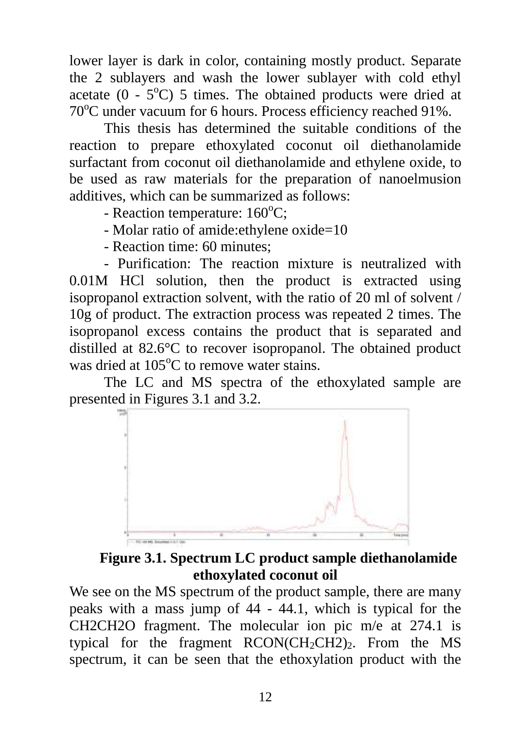lower layer is dark in color, containing mostly product. Separate the 2 sublayers and wash the lower sublayer with cold ethyl acetate (0 - 5$^{o}$C) 5 times. The obtained products were dried at 70$^{o}$C under vacuum for 6 hours. Process efficiency reached 91%.

This thesis has determined the suitable conditions of the reaction to prepare ethoxylated coconut oil diethanolamide surfactant from coconut oil diethanolamide and ethylene oxide, to be used as raw materials for the preparation of nanoelmusion additives, which can be summarized as follows:

- Reaction temperature: 160$^{o}$C;
- Molar ratio of amide:ethylene oxide=10
- Reaction time: 60 minutes;
- Purification: The reaction mixture is neutralized with 0.01M HCl solution, then the product is extracted using isopropanol extraction solvent, with the ratio of 20 ml of solvent / 10g of product. The extraction process was repeated 2 times. The isopropanol excess contains the product that is separated and distilled at 82.6°C to recover isopropanol. The obtained product was dried at 105$^{o}$C to remove water stains.

The LC and MS spectra of the ethoxylated sample are presented in Figures 3.1 and 3.2.

**Figure 3.1. Spectrum LC product sample diethanolamide ethoxylated coconut oil**

We see on the MS spectrum of the product sample, there are many peaks with a mass jump of 44 - 44.1, which is typical for the CH2CH2O fragment. The molecular ion pic m/e at 274.1 is typical for the fragment $RCON(CH_2CH2)_2$. From the MS spectrum, it can be seen that the ethoxylation product with the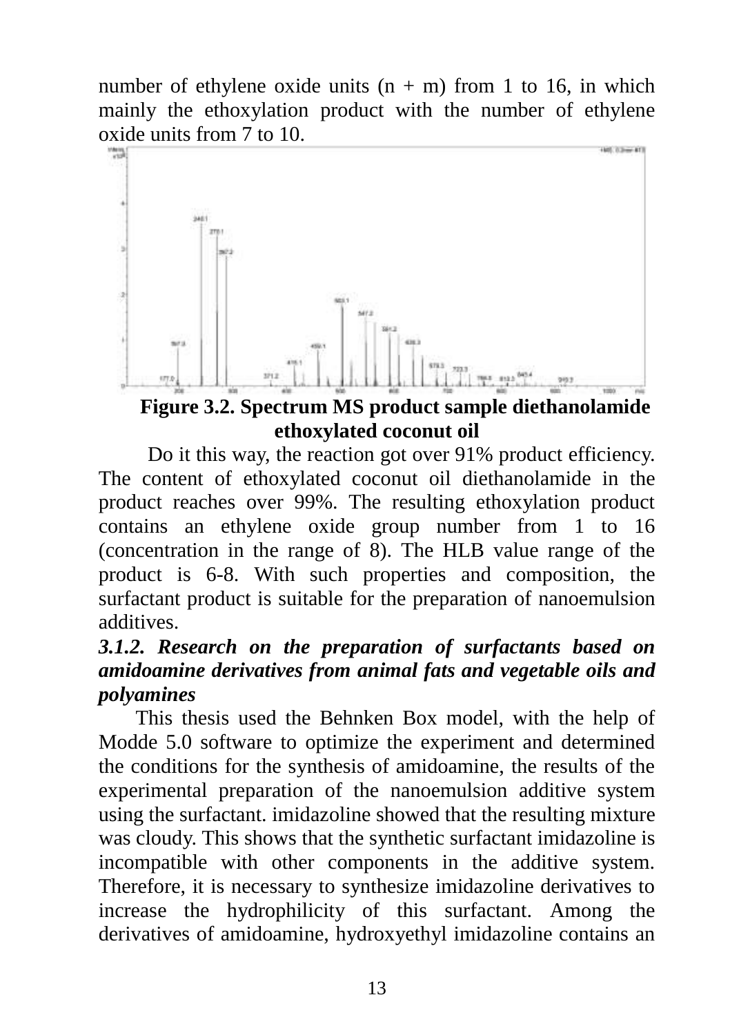number of ethylene oxide units (n + m) from 1 to 16, in which mainly the ethoxylation product with the number of ethylene oxide units from 7 to 10.

**Figure 3.2. Spectrum MS product sample diethanolamide ethoxylated coconut oil**

Do it this way, the reaction got over 91% product efficiency. The content of ethoxylated coconut oil diethanolamide in the product reaches over 99%. The resulting ethoxylation product contains an ethylene oxide group number from 1 to 16 (concentration in the range of 8). The HLB value range of the product is 6-8. With such properties and composition, the surfactant product is suitable for the preparation of nanoemulsion additives.

***3.1.2. Research on the preparation of surfactants based on amidoamine derivatives from animal fats and vegetable oils and polyamines***

This thesis used the Behnken Box model, with the help of Modde 5.0 software to optimize the experiment and determined the conditions for the synthesis of amidoamine, the results of the experimental preparation of the nanoemulsion additive system using the surfactant. imidazoline showed that the resulting mixture was cloudy. This shows that the synthetic surfactant imidazoline is incompatible with other components in the additive system. Therefore, it is necessary to synthesize imidazoline derivatives to increase the hydrophilicity of this surfactant. Among the derivatives of amidoamine, hydroxyethyl imidazoline contains an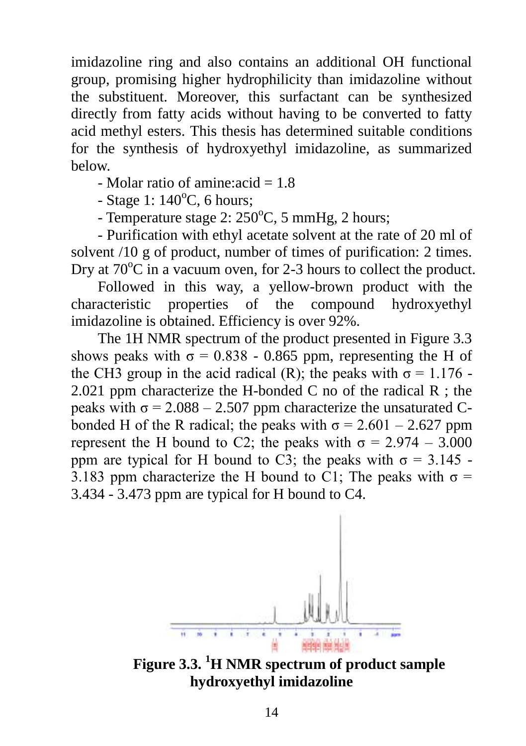imidazoline ring and also contains an additional OH functional group, promising higher hydrophilicity than imidazoline without the substituent. Moreover, this surfactant can be synthesized directly from fatty acids without having to be converted to fatty acid methyl esters. This thesis has determined suitable conditions for the synthesis of hydroxyethyl imidazoline, as summarized below.

- Molar ratio of amine:acid = 1.8
- Stage 1: 140$^o$C, 6 hours;
- Temperature stage 2: 250$^o$C, 5 mmHg, 2 hours;
- Purification with ethyl acetate solvent at the rate of 20 ml of solvent /10 g of product, number of times of purification: 2 times. Dry at 70$^o$C in a vacuum oven, for 2-3 hours to collect the product.

Followed in this way, a yellow-brown product with the characteristic properties of the compound hydroxyethyl imidazoline is obtained. Efficiency is over 92%.

The 1H NMR spectrum of the product presented in Figure 3.3 shows peaks with $\sigma$ = 0.838 - 0.865 ppm, representing the H of the CH3 group in the acid radical (R); the peaks with $\sigma$ = 1.176 - 2.021 ppm characterize the H-bonded C no of the radical R ; the peaks with $\sigma$ = 2.088 – 2.507 ppm characterize the unsaturated C-bonded H of the R radical; the peaks with $\sigma$ = 2.601 – 2.627 ppm represent the H bound to C2; the peaks with $\sigma$ = 2.974 – 3.000 ppm are typical for H bound to C3; the peaks with $\sigma$ = 3.145 - 3.183 ppm characterize the H bound to C1; The peaks with $\sigma$ = 3.434 - 3.473 ppm are typical for H bound to C4.

**Figure 3.3. $^1$H NMR spectrum of product sample hydroxyethyl imidazoline**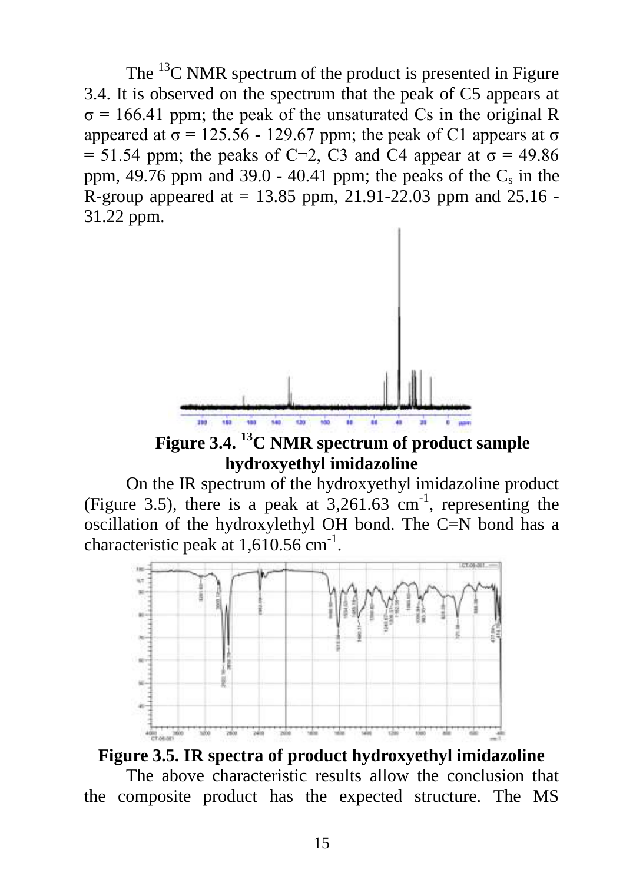The $^{13}C$ NMR spectrum of the product is presented in Figure 3.4. It is observed on the spectrum that the peak of C5 appears at σ = 166.41 ppm; the peak of the unsaturated Cs in the original R appeared at σ = 125.56 - 129.67 ppm; the peak of C1 appears at σ = 51.54 ppm; the peaks of C¬2, C3 and C4 appear at σ = 49.86 ppm, 49.76 ppm and 39.0 - 40.41 ppm; the peaks of the $C_s$ in the R-group appeared at = 13.85 ppm, 21.91-22.03 ppm and 25.16 - 31.22 ppm.

**Figure 3.4. $^{13}C$ NMR spectrum of product sample hydroxyethyl imidazoline**

On the IR spectrum of the hydroxyethyl imidazoline product (Figure 3.5), there is a peak at 3,261.63 $cm^{-1}$, representing the oscillation of the hydroxylethyl OH bond. The C=N bond has a characteristic peak at 1,610.56 $cm^{-1}$.

**Figure 3.5. IR spectra of product hydroxyethyl imidazoline**

The above characteristic results allow the conclusion that the composite product has the expected structure. The MS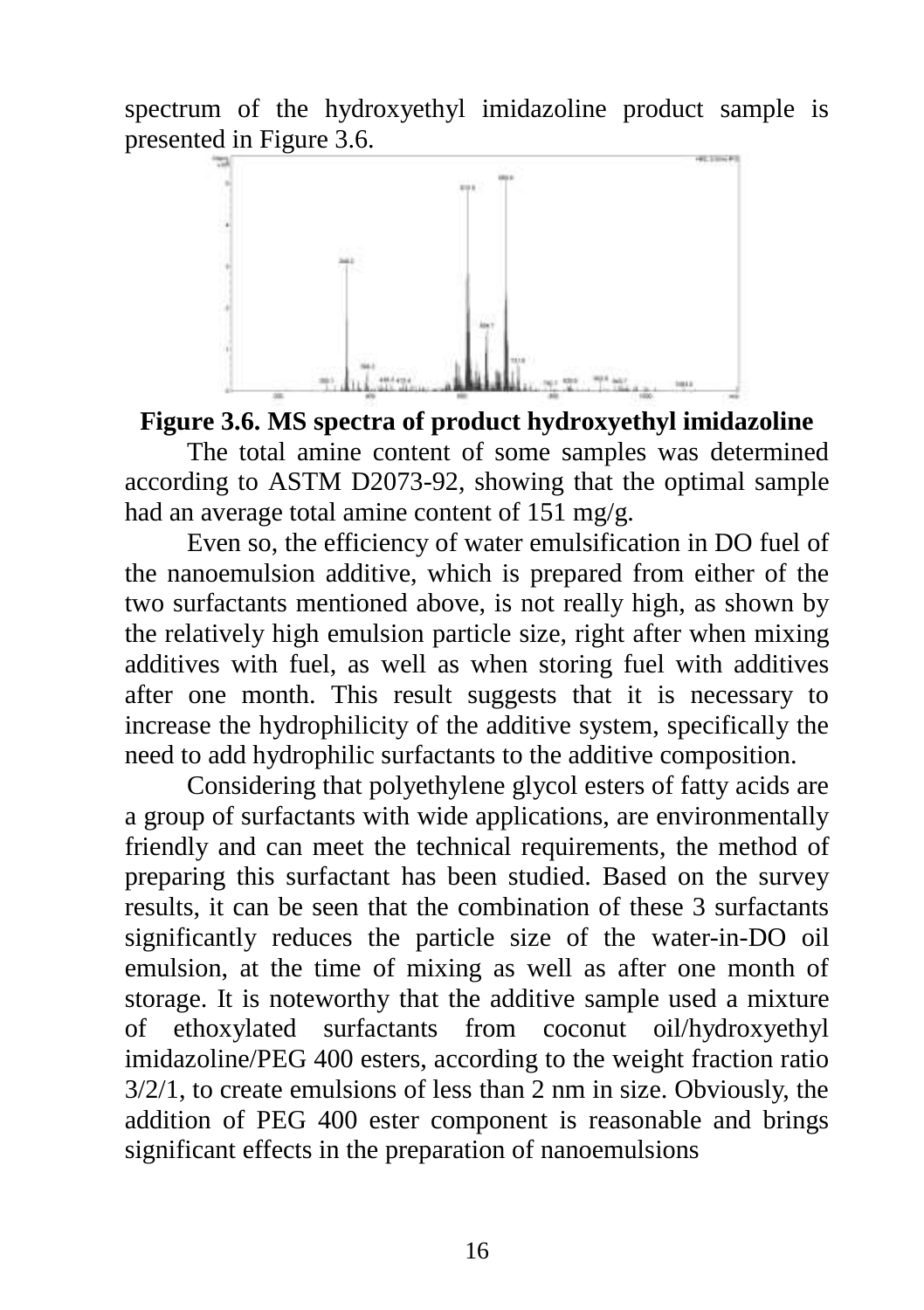spectrum of the hydroxyethyl imidazoline product sample is presented in Figure 3.6.

**Figure 3.6. MS spectra of product hydroxyethyl imidazoline**

The total amine content of some samples was determined according to ASTM D2073-92, showing that the optimal sample had an average total amine content of 151 mg/g.

Even so, the efficiency of water emulsification in DO fuel of the nanoemulsion additive, which is prepared from either of the two surfactants mentioned above, is not really high, as shown by the relatively high emulsion particle size, right after when mixing additives with fuel, as well as when storing fuel with additives after one month. This result suggests that it is necessary to increase the hydrophilicity of the additive system, specifically the need to add hydrophilic surfactants to the additive composition.

Considering that polyethylene glycol esters of fatty acids are a group of surfactants with wide applications, are environmentally friendly and can meet the technical requirements, the method of preparing this surfactant has been studied. Based on the survey results, it can be seen that the combination of these 3 surfactants significantly reduces the particle size of the water-in-DO oil emulsion, at the time of mixing as well as after one month of storage. It is noteworthy that the additive sample used a mixture of ethoxylated surfactants from coconut oil/hydroxyethyl imidazoline/PEG 400 esters, according to the weight fraction ratio 3/2/1, to create emulsions of less than 2 nm in size. Obviously, the addition of PEG 400 ester component is reasonable and brings significant effects in the preparation of nanoemulsions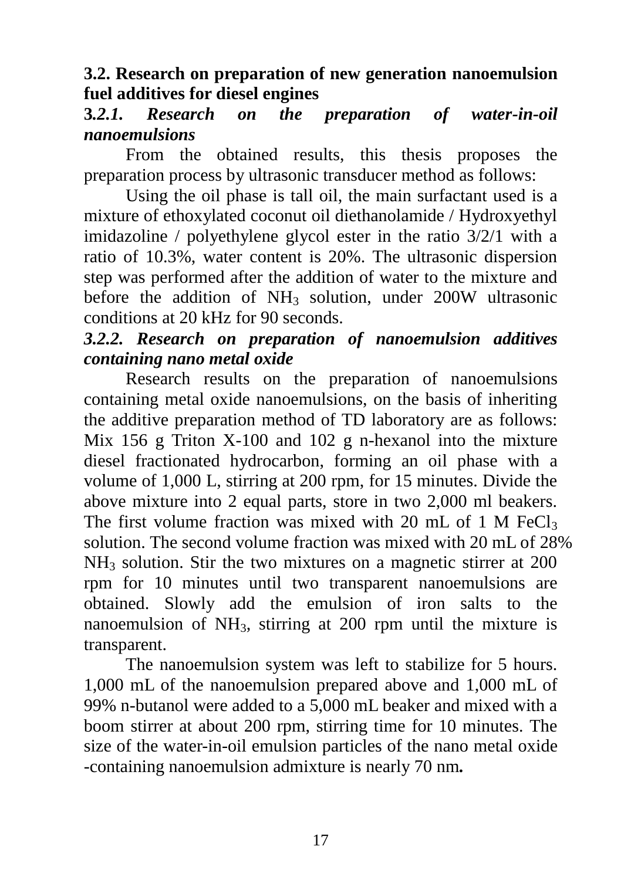### 3.2. Research on preparation of new generation nanoemulsion fuel additives for diesel engines

#### *3.2.1. Research on the preparation of water-in-oil nanoemulsions*

From the obtained results, this thesis proposes the preparation process by ultrasonic transducer method as follows:

Using the oil phase is tall oil, the main surfactant used is a mixture of ethoxylated coconut oil diethanolamide / Hydroxyethyl imidazoline / polyethylene glycol ester in the ratio 3/2/1 with a ratio of 10.3%, water content is 20%. The ultrasonic dispersion step was performed after the addition of water to the mixture and before the addition of $NH_3$ solution, under 200W ultrasonic conditions at 20 kHz for 90 seconds.

#### *3.2.2. Research on preparation of nanoemulsion additives containing nano metal oxide*

Research results on the preparation of nanoemulsions containing metal oxide nanoemulsions, on the basis of inheriting the additive preparation method of TD laboratory are as follows: Mix 156 g Triton X-100 and 102 g n-hexanol into the mixture diesel fractionated hydrocarbon, forming an oil phase with a volume of 1,000 L, stirring at 200 rpm, for 15 minutes. Divide the above mixture into 2 equal parts, store in two 2,000 ml beakers. The first volume fraction was mixed with 20 mL of 1 M $FeCl_3$ solution. The second volume fraction was mixed with 20 mL of 28% $NH_3$ solution. Stir the two mixtures on a magnetic stirrer at 200 rpm for 10 minutes until two transparent nanoemulsions are obtained. Slowly add the emulsion of iron salts to the nanoemulsion of $NH_3$, stirring at 200 rpm until the mixture is transparent.

The nanoemulsion system was left to stabilize for 5 hours. 1,000 mL of the nanoemulsion prepared above and 1,000 mL of 99% n-butanol were added to a 5,000 mL beaker and mixed with a boom stirrer at about 200 rpm, stirring time for 10 minutes. The size of the water-in-oil emulsion particles of the nano metal oxide -containing nanoemulsion admixture is nearly 70 nm**.**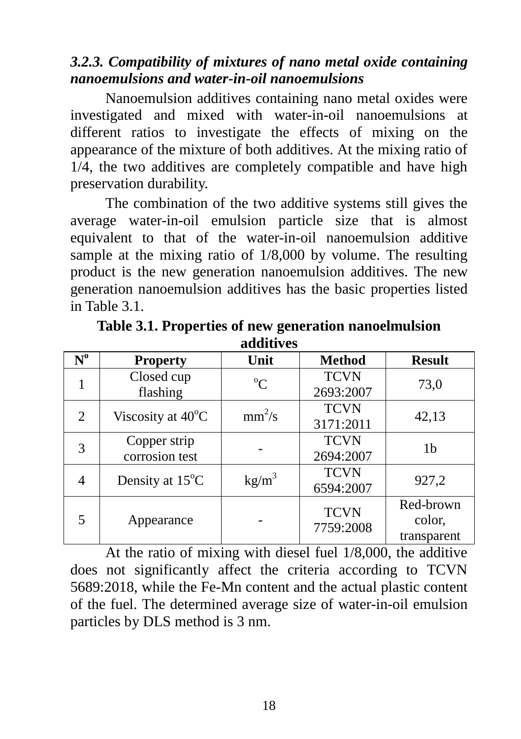### *3.2.3. Compatibility of mixtures of nano metal oxide containing nanoemulsions and water-in-oil nanoemulsions*

Nanoemulsion additives containing nano metal oxides were investigated and mixed with water-in-oil nanoemulsions at different ratios to investigate the effects of mixing on the appearance of the mixture of both additives. At the mixing ratio of 1/4, the two additives are completely compatible and have high preservation durability.

The combination of the two additive systems still gives the average water-in-oil emulsion particle size that is almost equivalent to that of the water-in-oil nanoemulsion additive sample at the mixing ratio of 1/8,000 by volume. The resulting product is the new generation nanoemulsion additives. The new generation nanoemulsion additives has the basic properties listed in Table 3.1.

**Table 3.1. Properties of new generation nanoelmulsion additives**

| N$^o$ | Property | Unit | Method | Result |
|---|---|---|---|---|
| 1 | Closed cup flashing | $^oC$ | TCVN 2693:2007 | 73,0 |
| 2 | Viscosity at 40$^o$C | $mm^2/s$ | TCVN 3171:2011 | 42,13 |
| 3 | Copper strip corrosion test | - | TCVN 2694:2007 | 1b |
| 4 | Density at 15$^o$C | $kg/m^3$ | TCVN 6594:2007 | 927,2 |
| 5 | Appearance | - | TCVN 7759:2008 | Red-brown color, transparent |

At the ratio of mixing with diesel fuel 1/8,000, the additive does not significantly affect the criteria according to TCVN 5689:2018, while the Fe-Mn content and the actual plastic content of the fuel. The determined average size of water-in-oil emulsion particles by DLS method is 3 nm.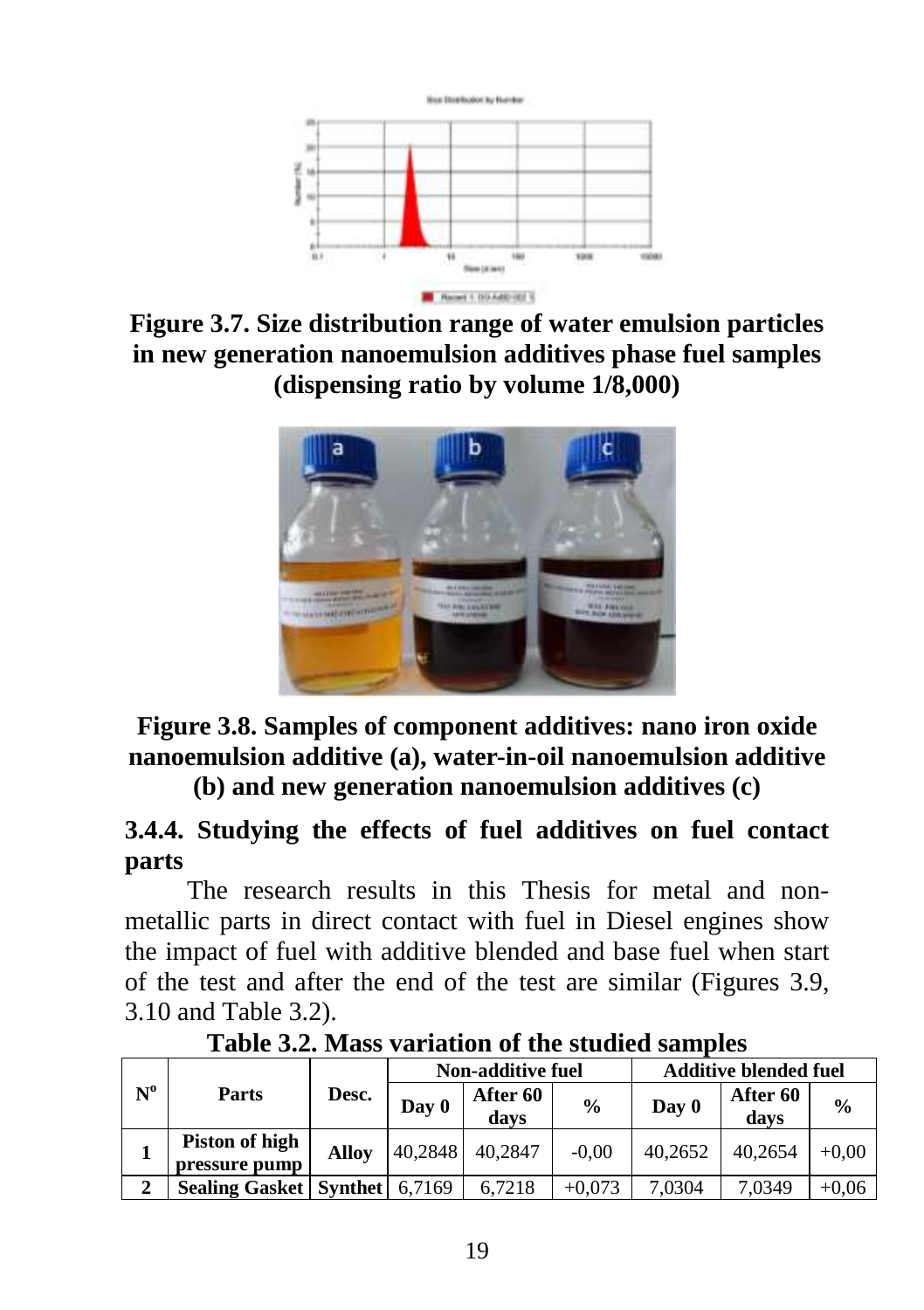**Figure 3.7. Size distribution range of water emulsion particles in new generation nanoemulsion additives phase fuel samples (dispensing ratio by volume 1/8,000)**

**Figure 3.8. Samples of component additives: nano iron oxide nanoemulsion additive (a), water-in-oil nanoemulsion additive (b) and new generation nanoemulsion additives (c)**

### 3.4.4. Studying the effects of fuel additives on fuel contact parts

The research results in this Thesis for metal and non-metallic parts in direct contact with fuel in Diesel engines show the impact of fuel with additive blended and base fuel when start of the test and after the end of the test are similar (Figures 3.9, 3.10 and Table 3.2).

**Table 3.2. Mass variation of the studied samples**

| N° | Parts | Desc. | Non-additive fuel | | | Additive blended fuel | | |
|---|---|---|---|---|---|---|---|---|
| | | | Day 0 | After 60 days | % | Day 0 | After 60 days | % |
| 1 | Piston of high pressure pump | Alloy | 40,2848 | 40,2847 | -0,00 | 40,2652 | 40,2654 | +0,00 |
| 2 | Sealing Gasket | Synthet | 6,7169 | 6,7218 | +0,073 | 7,0304 | 7,0349 | +0,06 |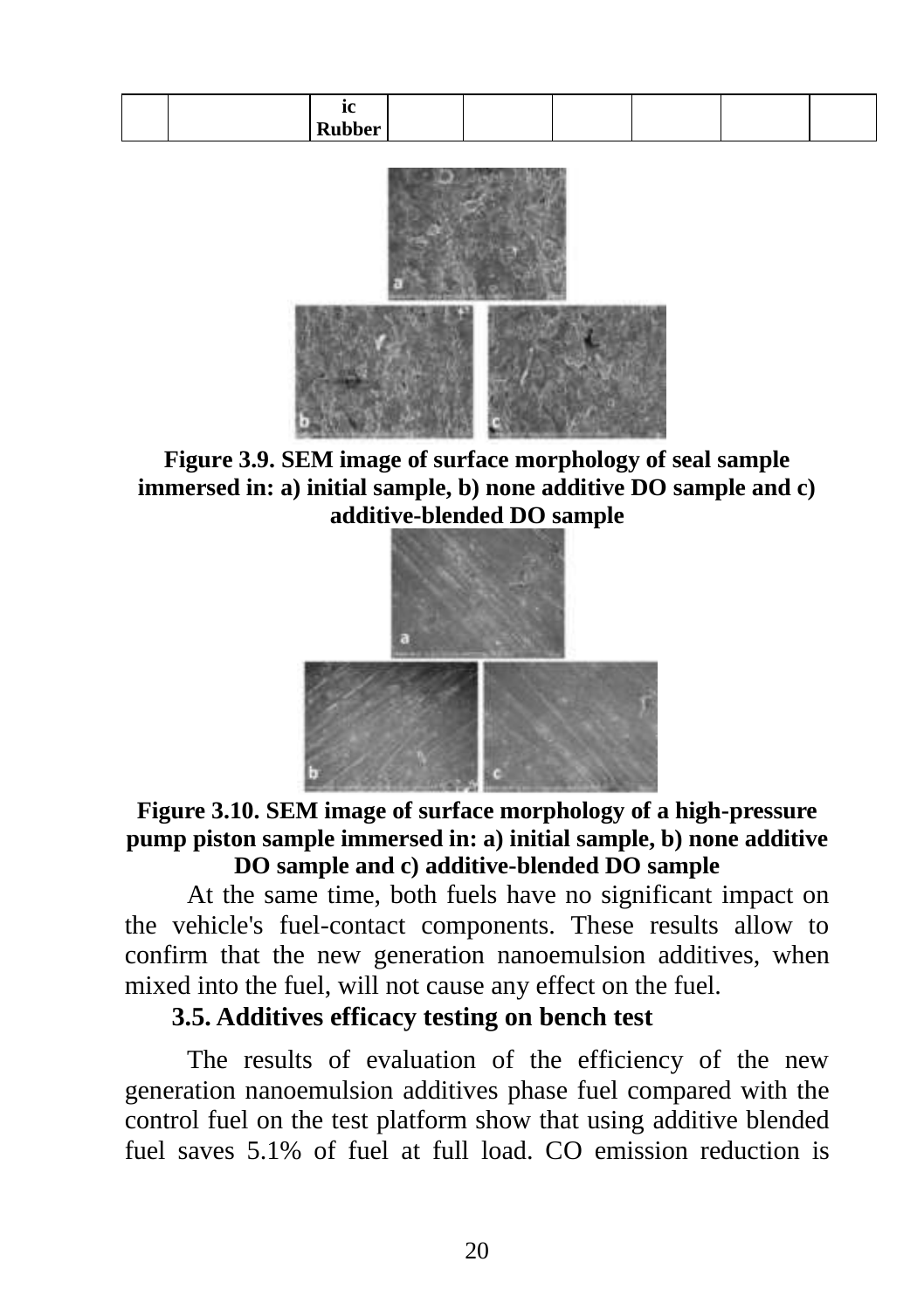| | | ic Rubber | | | | | | |
|---|---|---|---|---|---|---|---|---|

**Figure 3.9. SEM image of surface morphology of seal sample immersed in: a) initial sample, b) none additive DO sample and c) additive-blended DO sample**

**Figure 3.10. SEM image of surface morphology of a high-pressure pump piston sample immersed in: a) initial sample, b) none additive DO sample and c) additive-blended DO sample**

At the same time, both fuels have no significant impact on the vehicle's fuel-contact components. These results allow to confirm that the new generation nanoemulsion additives, when mixed into the fuel, will not cause any effect on the fuel.

### 3.5. Additives efficacy testing on bench test

The results of evaluation of the efficiency of the new generation nanoemulsion additives phase fuel compared with the control fuel on the test platform show that using additive blended fuel saves 5.1% of fuel at full load. CO emission reduction is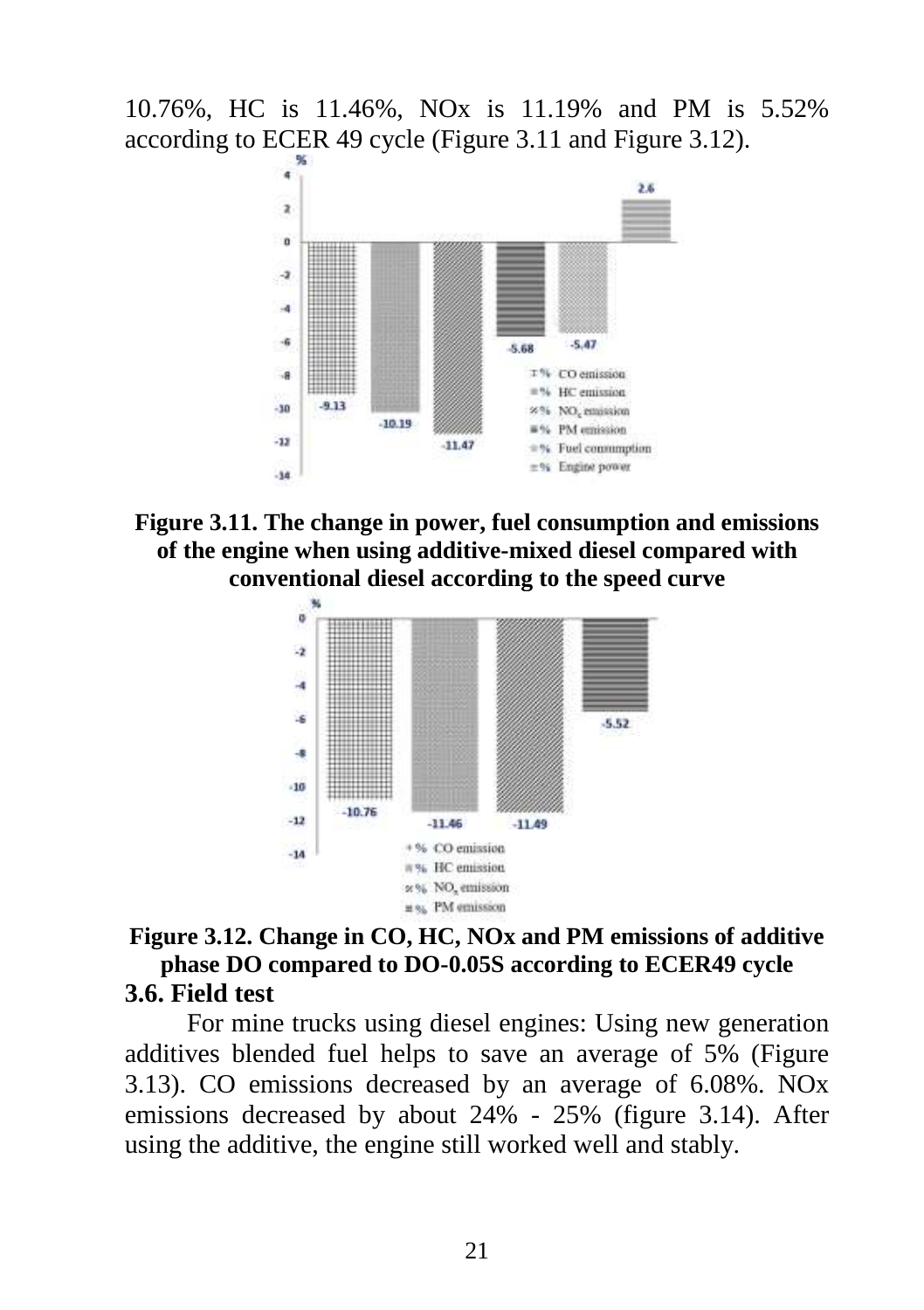10.76%, HC is 11.46%, NOx is 11.19% and PM is 5.52% according to ECER 49 cycle (Figure 3.11 and Figure 3.12).

**Figure 3.11. The change in power, fuel consumption and emissions of the engine when using additive-mixed diesel compared with conventional diesel according to the speed curve**

**Figure 3.12. Change in CO, HC, NOx and PM emissions of additive phase DO compared to DO-0.05S according to ECER49 cycle**

### 3.6. Field test

For mine trucks using diesel engines: Using new generation additives blended fuel helps to save an average of 5% (Figure 3.13). CO emissions decreased by an average of 6.08%. NOx emissions decreased by about 24% - 25% (figure 3.14). After using the additive, the engine still worked well and stably.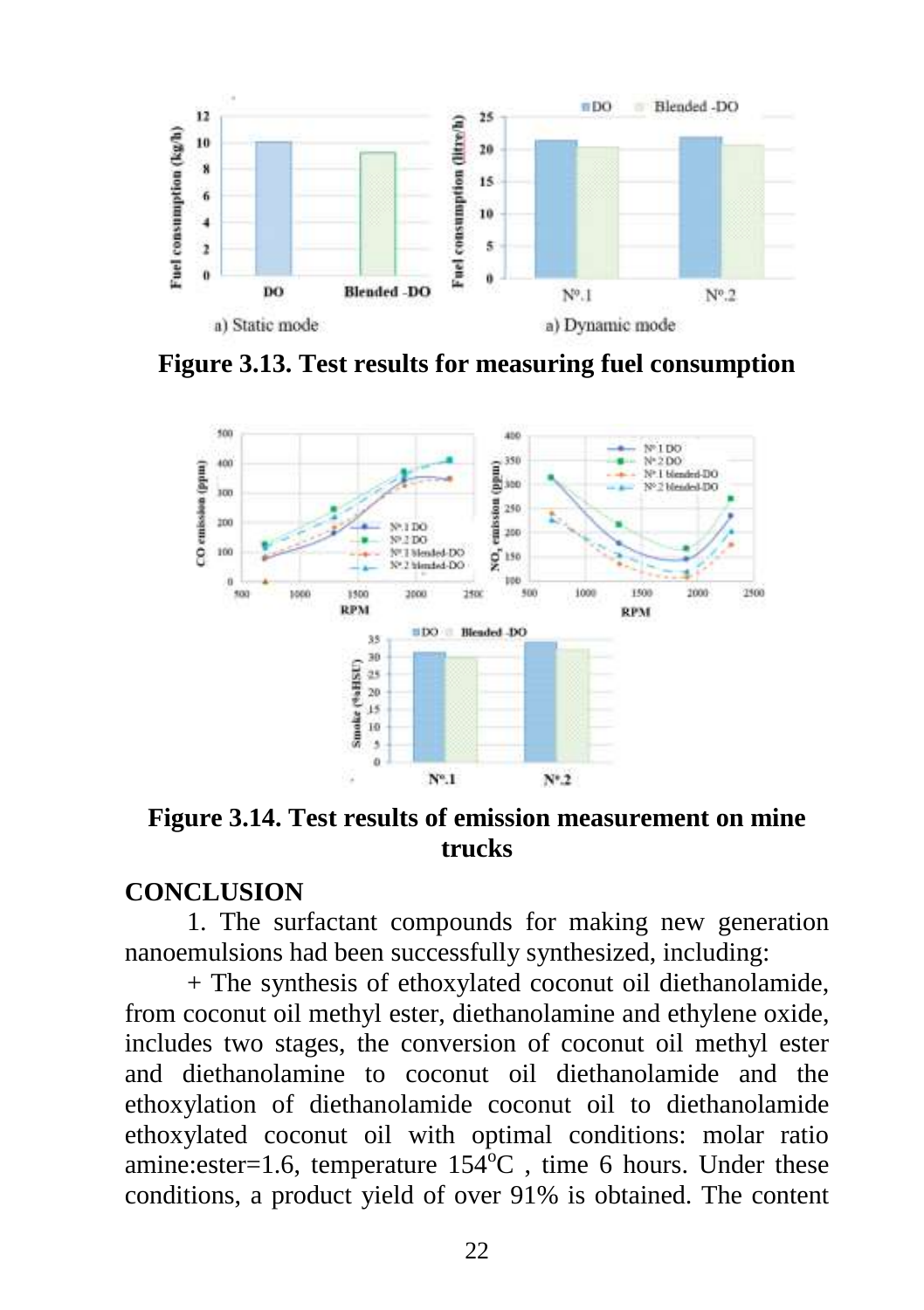**Figure 3.13. Test results for measuring fuel consumption**

**Figure 3.14. Test results of emission measurement on mine trucks**

## CONCLUSION

1. The surfactant compounds for making new generation nanoemulsions had been successfully synthesized, including:

+ The synthesis of ethoxylated coconut oil diethanolamide, from coconut oil methyl ester, diethanolamine and ethylene oxide, includes two stages, the conversion of coconut oil methyl ester and diethanolamine to coconut oil diethanolamide and the ethoxylation of diethanolamide coconut oil to diethanolamide ethoxylated coconut oil with optimal conditions: molar ratio amine:ester=1.6, temperature 154$^{o}$C , time 6 hours. Under these conditions, a product yield of over 91% is obtained. The content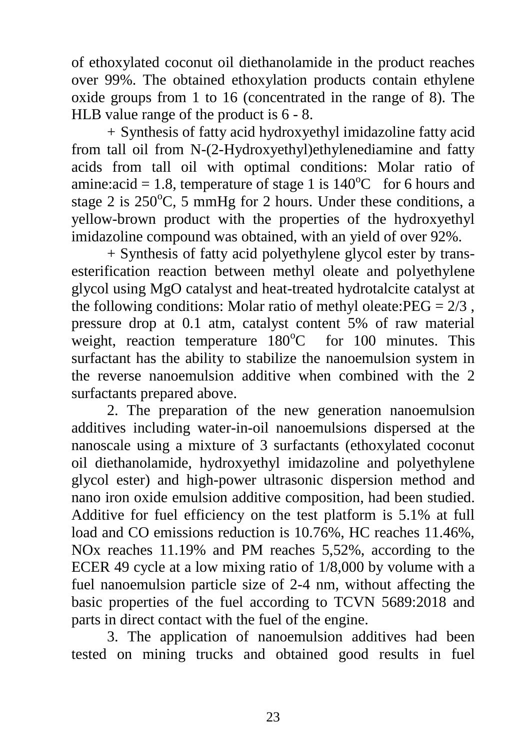of ethoxylated coconut oil diethanolamide in the product reaches over 99%. The obtained ethoxylation products contain ethylene oxide groups from 1 to 16 (concentrated in the range of 8). The HLB value range of the product is 6 - 8.

+ Synthesis of fatty acid hydroxyethyl imidazoline fatty acid from tall oil from N-(2-Hydroxyethyl)ethylenediamine and fatty acids from tall oil with optimal conditions: Molar ratio of amine:acid = 1.8, temperature of stage 1 is 140$^o$C for 6 hours and stage 2 is 250$^o$C, 5 mmHg for 2 hours. Under these conditions, a yellow-brown product with the properties of the hydroxyethyl imidazoline compound was obtained, with an yield of over 92%.

+ Synthesis of fatty acid polyethylene glycol ester by trans-esterification reaction between methyl oleate and polyethylene glycol using MgO catalyst and heat-treated hydrotalcite catalyst at the following conditions: Molar ratio of methyl oleate:PEG = 2/3 , pressure drop at 0.1 atm, catalyst content 5% of raw material weight, reaction temperature 180$^o$C for 100 minutes. This surfactant has the ability to stabilize the nanoemulsion system in the reverse nanoemulsion additive when combined with the 2 surfactants prepared above.

2. The preparation of the new generation nanoemulsion additives including water-in-oil nanoemulsions dispersed at the nanoscale using a mixture of 3 surfactants (ethoxylated coconut oil diethanolamide, hydroxyethyl imidazoline and polyethylene glycol ester) and high-power ultrasonic dispersion method and nano iron oxide emulsion additive composition, had been studied. Additive for fuel efficiency on the test platform is 5.1% at full load and CO emissions reduction is 10.76%, HC reaches 11.46%, NOx reaches 11.19% and PM reaches 5,52%, according to the ECER 49 cycle at a low mixing ratio of 1/8,000 by volume with a fuel nanoemulsion particle size of 2-4 nm, without affecting the basic properties of the fuel according to TCVN 5689:2018 and parts in direct contact with the fuel of the engine.

3. The application of nanoemulsion additives had been tested on mining trucks and obtained good results in fuel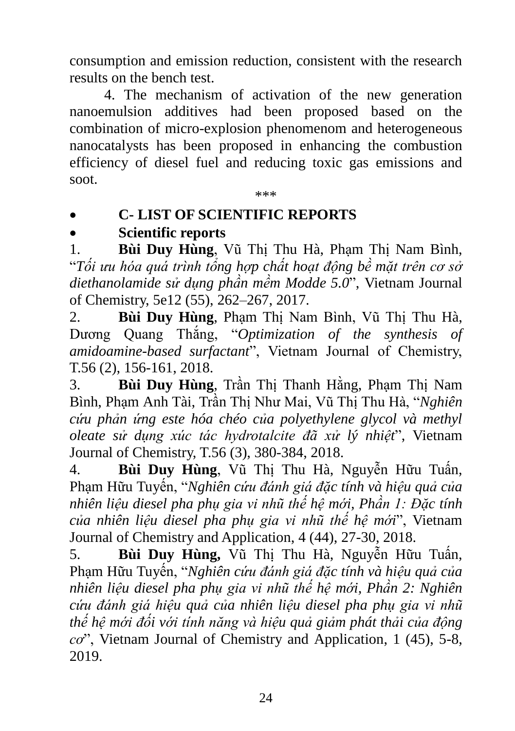consumption and emission reduction, consistent with the research results on the bench test.

4. The mechanism of activation of the new generation nanoemulsion additives had been proposed based on the combination of micro-explosion phenomenom and heterogeneous nanocatalysts has been proposed in enhancing the combustion efficiency of diesel fuel and reducing toxic gas emissions and soot.

***

- **C- LIST OF SCIENTIFIC REPORTS**
- **Scientific reports**

1. **Bùi Duy Hùng**, Vũ Thị Thu Hà, Phạm Thị Nam Bình, "*Tối ưu hóa quá trình tổng hợp chất hoạt động bề mặt trên cơ sở diethanolamide sử dụng phần mềm Modde 5.0*", Vietnam Journal of Chemistry, 5e12 (55), 262–267, 2017.
2. **Bùi Duy Hùng**, Phạm Thị Nam Bình, Vũ Thị Thu Hà, Dương Quang Thắng, "*Optimization of the synthesis of amidoamine-based surfactant*", Vietnam Journal of Chemistry, T.56 (2), 156-161, 2018.
3. **Bùi Duy Hùng**, Trần Thị Thanh Hằng, Phạm Thị Nam Bình, Phạm Anh Tài, Trần Thị Như Mai, Vũ Thị Thu Hà, "*Nghiên cứu phản ứng este hóa chéo của polyethylene glycol và methyl oleate sử dụng xúc tác hydrotalcite đã xử lý nhiệt*", Vietnam Journal of Chemistry, T.56 (3), 380-384, 2018.
4. **Bùi Duy Hùng**, Vũ Thị Thu Hà, Nguyễn Hữu Tuấn, Phạm Hữu Tuyến, "*Nghiên cứu đánh giá đặc tính và hiệu quả của nhiên liệu diesel pha phụ gia vi nhũ thế hệ mới, Phần 1: Đặc tính của nhiên liệu diesel pha phụ gia vi nhũ thế hệ mới*", Vietnam Journal of Chemistry and Application, 4 (44), 27-30, 2018.
5. **Bùi Duy Hùng,** Vũ Thị Thu Hà, Nguyễn Hữu Tuấn, Phạm Hữu Tuyến, "*Nghiên cứu đánh giá đặc tính và hiệu quả của nhiên liệu diesel pha phụ gia vi nhũ thế hệ mới, Phần 2: Nghiên cứu đánh giá hiệu quả của nhiên liệu diesel pha phụ gia vi nhũ thế hệ mới đối với tính năng và hiệu quả giảm phát thải của động cơ*", Vietnam Journal of Chemistry and Application, 1 (45), 5-8, 2019.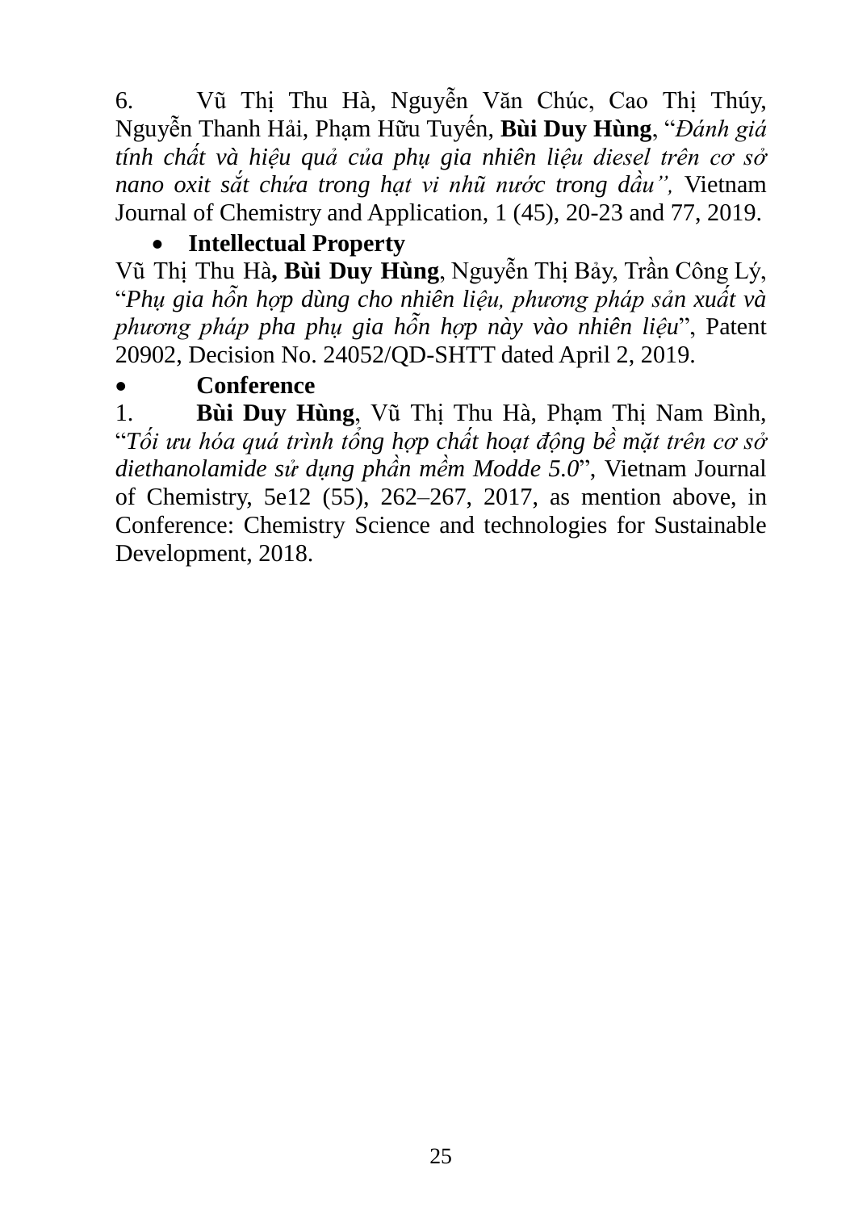6. Vũ Thị Thu Hà, Nguyễn Văn Chúc, Cao Thị Thúy, Nguyễn Thanh Hải, Phạm Hữu Tuyến, **Bùi Duy Hùng**, "*Đánh giá tính chất và hiệu quả của phụ gia nhiên liệu diesel trên cơ sở nano oxit sắt chứa trong hạt vi nhũ nước trong dầu",* Vietnam Journal of Chemistry and Application, 1 (45), 20-23 and 77, 2019.

- **Intellectual Property**

Vũ Thị Thu Hà**, Bùi Duy Hùng**, Nguyễn Thị Bảy, Trần Công Lý, "*Phụ gia hỗn hợp dùng cho nhiên liệu, phương pháp sản xuất và phương pháp pha phụ gia hỗn hợp này vào nhiên liệu*", Patent 20902, Decision No. 24052/QD-SHTT dated April 2, 2019.

- **Conference**

1. **Bùi Duy Hùng**, Vũ Thị Thu Hà, Phạm Thị Nam Bình, "*Tối ưu hóa quá trình tổng hợp chất hoạt động bề mặt trên cơ sở diethanolamide sử dụng phần mềm Modde 5.0*", Vietnam Journal of Chemistry, 5e12 (55), 262–267, 2017, as mention above, in Conference: Chemistry Science and technologies for Sustainable Development, 2018.